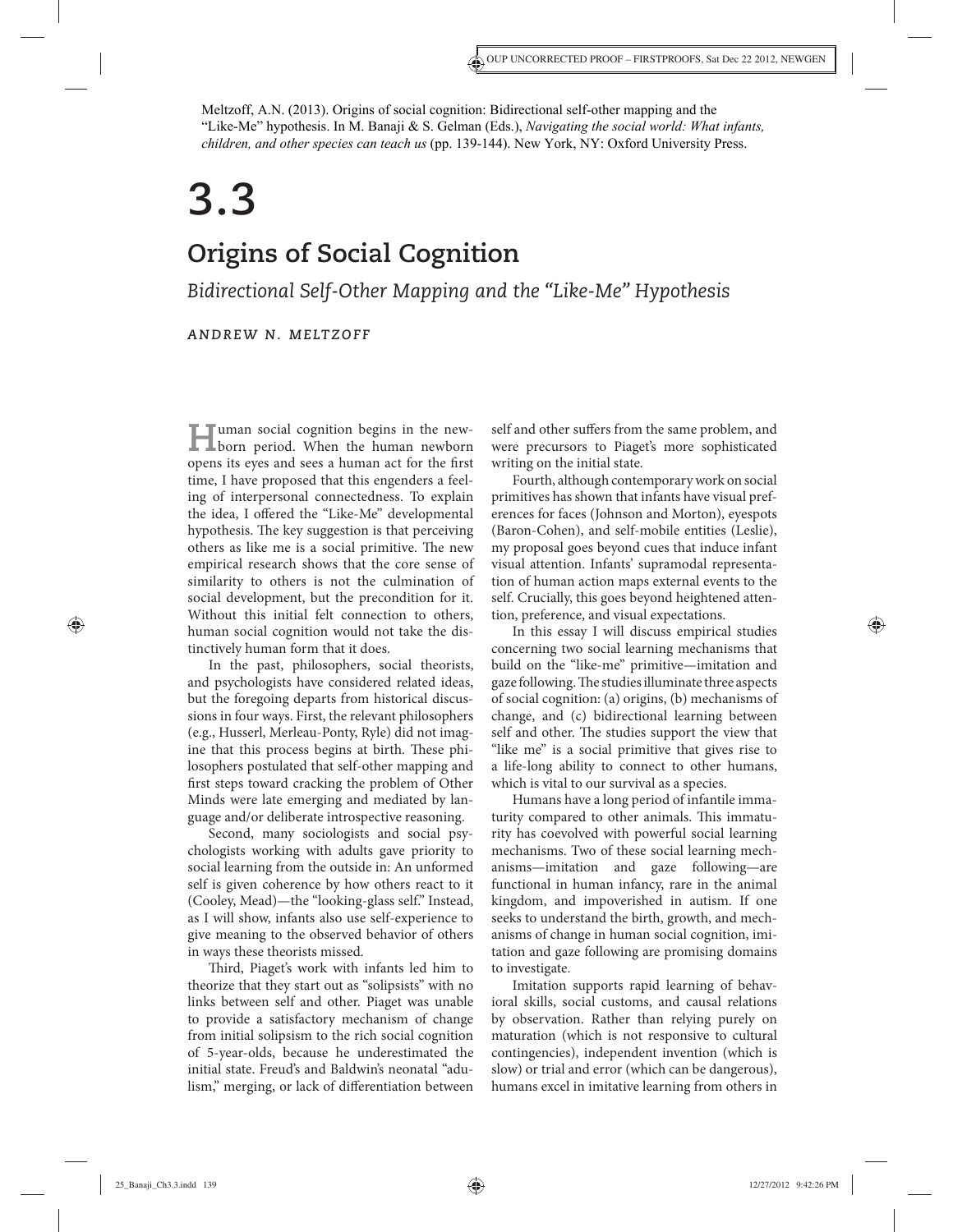Meltzoff, A.N. (2013). Origins of social cognition: Bidirectional self-other mapping and the "Like-Me" hypothesis. In M. Banaji & S. Gelman (Eds.), *Navigating the social world: What infants, children, and other species can teach us* (pp. 139-144). New York, NY: Oxford University Press.

# 3.3

## Origins of Social Cognition

*Bidirectional Self-Other Mapping and the "Like-Me" Hypothesis*

ANDREW N. MELTZOFF

Human social cognition begins in the newborn period. When the human newborn opens its eyes and sees a human act for the first time, I have proposed that this engenders a feeling of interpersonal connectedness. To explain the idea, I offered the "Like-Me" developmental hypothesis. The key suggestion is that perceiving others as like me is a social primitive. The new empirical research shows that the core sense of similarity to others is not the culmination of social development, but the precondition for it. Without this initial felt connection to others, human social cognition would not take the distinctively human form that it does.

In the past, philosophers, social theorists, and psychologists have considered related ideas, but the foregoing departs from historical discussions in four ways. First, the relevant philosophers (e.g., Husserl, Merleau-Ponty, Ryle) did not imagine that this process begins at birth. These philosophers postulated that self-other mapping and first steps toward cracking the problem of Other Minds were late emerging and mediated by language and/or deliberate introspective reasoning.

Second, many sociologists and social psychologists working with adults gave priority to social learning from the outside in: An unformed self is given coherence by how others react to it (Cooley, Mead)—the "looking-glass self." Instead, as I will show, infants also use self-experience to give meaning to the observed behavior of others in ways these theorists missed.

Third, Piaget's work with infants led him to theorize that they start out as "solipsists" with no links between self and other. Piaget was unable to provide a satisfactory mechanism of change from initial solipsism to the rich social cognition of 5-year-olds, because he underestimated the initial state. Freud's and Baldwin's neonatal "adualism," merging, or lack of differentiation between self and other suffers from the same problem, and were precursors to Piaget's more sophisticated writing on the initial state.

Fourth, although contemporary work on social primitives has shown that infants have visual preferences for faces (Johnson and Morton), eyespots (Baron-Cohen), and self-mobile entities (Leslie), my proposal goes beyond cues that induce infant visual attention. Infants' supramodal representation of human action maps external events to the self. Crucially, this goes beyond heightened attention, preference, and visual expectations.

In this essay I will discuss empirical studies concerning two social learning mechanisms that build on the "like-me" primitive—imitation and gaze following. The studies illuminate three aspects of social cognition: (a) origins, (b) mechanisms of change, and (c) bidirectional learning between self and other. The studies support the view that "like me" is a social primitive that gives rise to a life-long ability to connect to other humans, which is vital to our survival as a species.

Humans have a long period of infantile immaturity compared to other animals. This immaturity has coevolved with powerful social learning mechanisms. Two of these social learning mechanisms—imitation and gaze following—are functional in human infancy, rare in the animal kingdom, and impoverished in autism. If one seeks to understand the birth, growth, and mechanisms of change in human social cognition, imitation and gaze following are promising domains to investigate.

Imitation supports rapid learning of behavioral skills, social customs, and causal relations by observation. Rather than relying purely on maturation (which is not responsive to cultural contingencies), independent invention (which is slow) or trial and error (which can be dangerous), humans excel in imitative learning from others in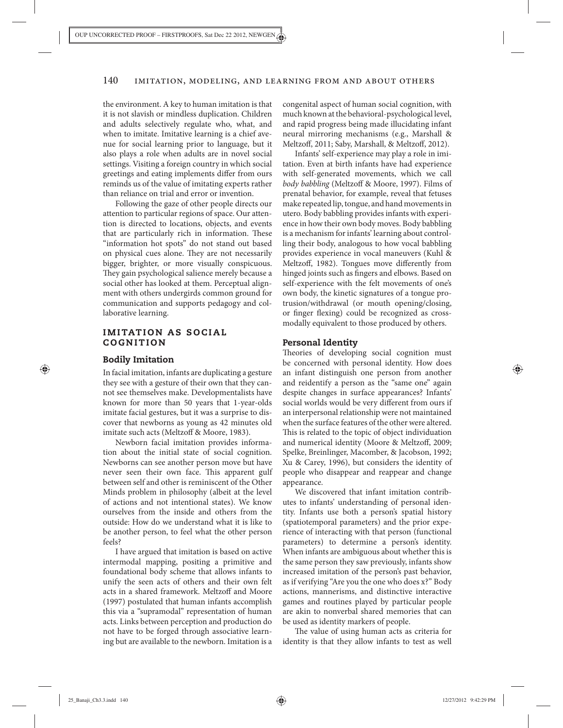the environment. A key to human imitation is that it is not slavish or mindless duplication. Children and adults selectively regulate who, what, and when to imitate. Imitative learning is a chief avenue for social learning prior to language, but it also plays a role when adults are in novel social settings. Visiting a foreign country in which social greetings and eating implements differ from ours reminds us of the value of imitating experts rather than reliance on trial and error or invention.

Following the gaze of other people directs our attention to particular regions of space. Our attention is directed to locations, objects, and events that are particularly rich in information. These "information hot spots" do not stand out based on physical cues alone. They are not necessarily bigger, brighter, or more visually conspicuous. They gain psychological salience merely because a social other has looked at them. Perceptual alignment with others undergirds common ground for communication and supports pedagogy and collaborative learning.

## IMITATION AS SOCIAL COGNITION

### Bodily Imitation

In facial imitation, infants are duplicating a gesture they see with a gesture of their own that they cannot see themselves make. Developmentalists have known for more than 50 years that 1-year-olds imitate facial gestures, but it was a surprise to discover that newborns as young as 42 minutes old imitate such acts (Meltzoff & Moore, 1983).

Newborn facial imitation provides information about the initial state of social cognition. Newborns can see another person move but have never seen their own face. This apparent gulf between self and other is reminiscent of the Other Minds problem in philosophy (albeit at the level of actions and not intentional states). We know ourselves from the inside and others from the outside: How do we understand what it is like to be another person, to feel what the other person feels?

I have argued that imitation is based on active intermodal mapping, positing a primitive and foundational body scheme that allows infants to unify the seen acts of others and their own felt acts in a shared framework. Meltzoff and Moore (1997) postulated that human infants accomplish this via a "supramodal" representation of human acts. Links between perception and production do not have to be forged through associative learning but are available to the newborn. Imitation is a congenital aspect of human social cognition, with much known at the behavioral-psychological level, and rapid progress being made illucidating infant neural mirroring mechanisms (e.g., Marshall & Meltzoff, 2011; Saby, Marshall, & Meltzoff, 2012).

Infants' self-experience may play a role in imitation. Even at birth infants have had experience with self-generated movements, which we call *body babbling* (Meltzoff & Moore, 1997). Films of prenatal behavior, for example, reveal that fetuses make repeated lip, tongue, and hand movements in utero. Body babbling provides infants with experience in how their own body moves. Body babbling is a mechanism for infants' learning about controlling their body, analogous to how vocal babbling provides experience in vocal maneuvers (Kuhl & Meltzoff, 1982). Tongues move differently from hinged joints such as fingers and elbows. Based on self-experience with the felt movements of one's own body, the kinetic signatures of a tongue protrusion/withdrawal (or mouth opening/closing, or finger flexing) could be recognized as cross-modally equivalent to those produced by others.

### Personal Identity

Theories of developing social cognition must be concerned with personal identity. How does an infant distinguish one person from another and reidentify a person as the "same one" again despite changes in surface appearances? Infants' social worlds would be very different from ours if an interpersonal relationship were not maintained when the surface features of the other were altered. This is related to the topic of object individuation and numerical identity (Moore & Meltzoff, 2009; Spelke, Breinlinger, Macomber, & Jacobson, 1992; Xu & Carey, 1996), but considers the identity of people who disappear and reappear and change appearance.

We discovered that infant imitation contributes to infants' understanding of personal identity. Infants use both a person's spatial history (spatiotemporal parameters) and the prior experience of interacting with that person (functional parameters) to determine a person's identity. When infants are ambiguous about whether this is the same person they saw previously, infants show increased imitation of the person's past behavior, as if verifying "Are you the one who does x?" Body actions, mannerisms, and distinctive interactive games and routines played by particular people are akin to nonverbal shared memories that can be used as identity markers of people.

The value of using human acts as criteria for identity is that they allow infants to test as well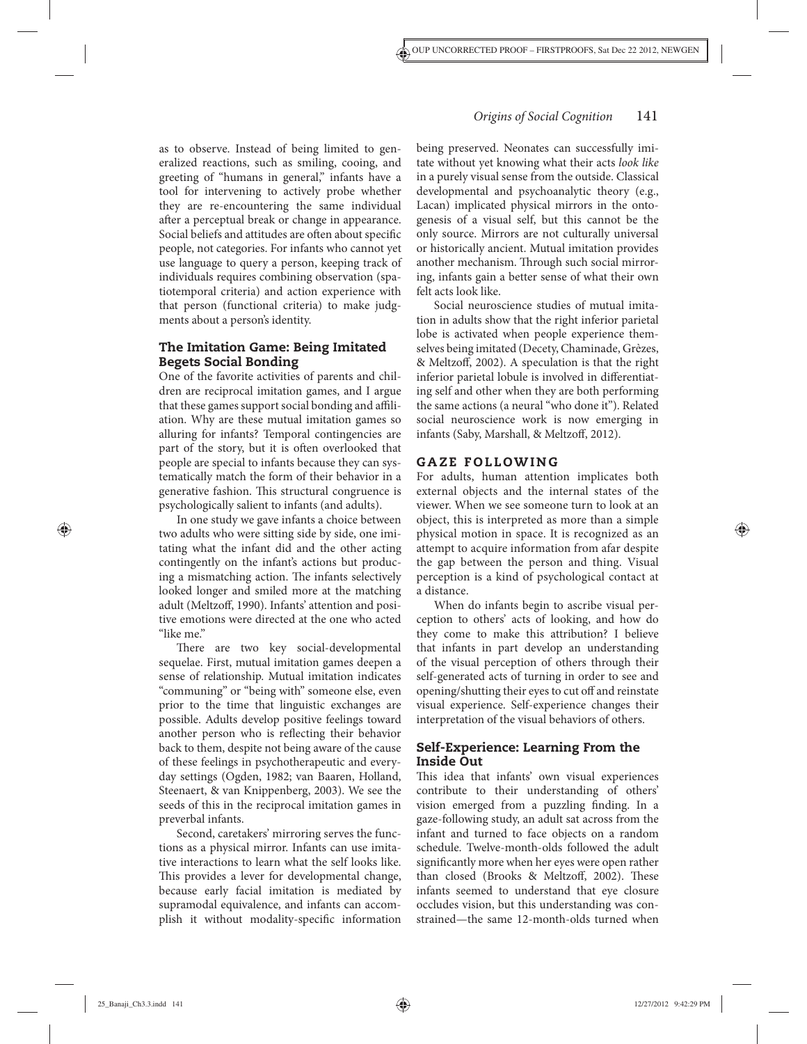as to observe. Instead of being limited to generalized reactions, such as smiling, cooing, and greeting of "humans in general," infants have a tool for intervening to actively probe whether they are re-encountering the same individual after a perceptual break or change in appearance. Social beliefs and attitudes are often about specific people, not categories. For infants who cannot yet use language to query a person, keeping track of individuals requires combining observation (spatiotemporal criteria) and action experience with that person (functional criteria) to make judgments about a person's identity.

### The Imitation Game: Being Imitated Begets Social Bonding

One of the favorite activities of parents and children are reciprocal imitation games, and I argue that these games support social bonding and affiliation. Why are these mutual imitation games so alluring for infants? Temporal contingencies are part of the story, but it is often overlooked that people are special to infants because they can systematically match the form of their behavior in a generative fashion. This structural congruence is psychologically salient to infants (and adults).

In one study we gave infants a choice between two adults who were sitting side by side, one imitating what the infant did and the other acting contingently on the infant's actions but producing a mismatching action. The infants selectively looked longer and smiled more at the matching adult (Meltzoff, 1990). Infants' attention and positive emotions were directed at the one who acted "like me."

There are two key social-developmental sequelae. First, mutual imitation games deepen a sense of relationship. Mutual imitation indicates "communing" or "being with" someone else, even prior to the time that linguistic exchanges are possible. Adults develop positive feelings toward another person who is reflecting their behavior back to them, despite not being aware of the cause of these feelings in psychotherapeutic and everyday settings (Ogden, 1982; van Baaren, Holland, Steenaert, & van Knippenberg, 2003). We see the seeds of this in the reciprocal imitation games in preverbal infants.

Second, caretakers' mirroring serves the functions as a physical mirror. Infants can use imitative interactions to learn what the self looks like. This provides a lever for developmental change, because early facial imitation is mediated by supramodal equivalence, and infants can accomplish it without modality-specific information being preserved. Neonates can successfully imitate without yet knowing what their acts *look like* in a purely visual sense from the outside. Classical developmental and psychoanalytic theory (e.g., Lacan) implicated physical mirrors in the ontogenesis of a visual self, but this cannot be the only source. Mirrors are not culturally universal or historically ancient. Mutual imitation provides another mechanism. Through such social mirroring, infants gain a better sense of what their own felt acts look like.

Social neuroscience studies of mutual imitation in adults show that the right inferior parietal lobe is activated when people experience themselves being imitated (Decety, Chaminade, Grèzes, & Meltzoff, 2002). A speculation is that the right inferior parietal lobule is involved in differentiating self and other when they are both performing the same actions (a neural "who done it"). Related social neuroscience work is now emerging in infants (Saby, Marshall, & Meltzoff, 2012).

## GAZE FOLLOWING

For adults, human attention implicates both external objects and the internal states of the viewer. When we see someone turn to look at an object, this is interpreted as more than a simple physical motion in space. It is recognized as an attempt to acquire information from afar despite the gap between the person and thing. Visual perception is a kind of psychological contact at a distance.

When do infants begin to ascribe visual perception to others' acts of looking, and how do they come to make this attribution? I believe that infants in part develop an understanding of the visual perception of others through their self-generated acts of turning in order to see and opening/shutting their eyes to cut off and reinstate visual experience. Self-experience changes their interpretation of the visual behaviors of others.

### Self-Experience: Learning From the Inside Out

This idea that infants' own visual experiences contribute to their understanding of others' vision emerged from a puzzling finding. In a gaze-following study, an adult sat across from the infant and turned to face objects on a random schedule. Twelve-month-olds followed the adult significantly more when her eyes were open rather than closed (Brooks & Meltzoff, 2002). These infants seemed to understand that eye closure occludes vision, but this understanding was constrained—the same 12-month-olds turned when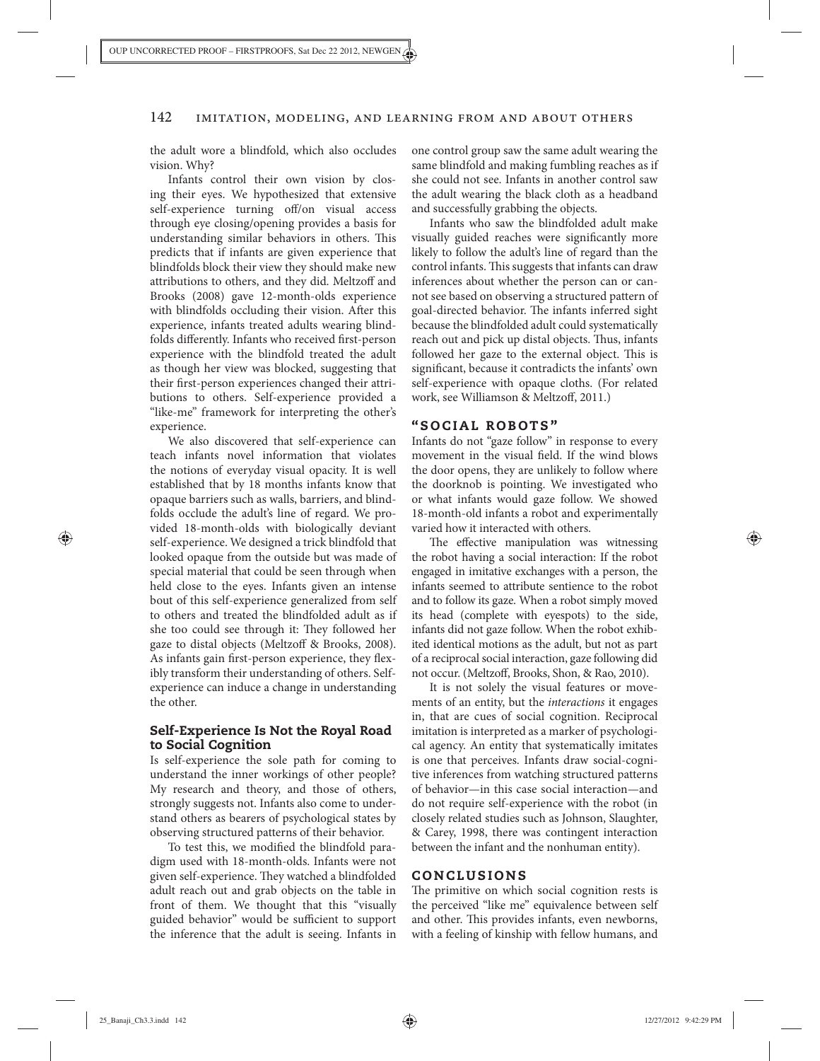the adult wore a blindfold, which also occludes vision. Why?

Infants control their own vision by closing their eyes. We hypothesized that extensive self-experience turning off/on visual access through eye closing/opening provides a basis for understanding similar behaviors in others. This predicts that if infants are given experience that blindfolds block their view they should make new attributions to others, and they did. Meltzoff and Brooks (2008) gave 12-month-olds experience with blindfolds occluding their vision. After this experience, infants treated adults wearing blindfolds differently. Infants who received first-person experience with the blindfold treated the adult as though her view was blocked, suggesting that their first-person experiences changed their attributions to others. Self-experience provided a "like-me" framework for interpreting the other's experience.

We also discovered that self-experience can teach infants novel information that violates the notions of everyday visual opacity. It is well established that by 18 months infants know that opaque barriers such as walls, barriers, and blindfolds occlude the adult's line of regard. We provided 18-month-olds with biologically deviant self-experience. We designed a trick blindfold that looked opaque from the outside but was made of special material that could be seen through when held close to the eyes. Infants given an intense bout of this self-experience generalized from self to others and treated the blindfolded adult as if she too could see through it: They followed her gaze to distal objects (Meltzoff & Brooks, 2008). As infants gain first-person experience, they flexibly transform their understanding of others. Self-experience can induce a change in understanding the other.

### Self-Experience Is Not the Royal Road to Social Cognition

Is self-experience the sole path for coming to understand the inner workings of other people? My research and theory, and those of others, strongly suggests not. Infants also come to understand others as bearers of psychological states by observing structured patterns of their behavior.

To test this, we modified the blindfold paradigm used with 18-month-olds. Infants were not given self-experience. They watched a blindfolded adult reach out and grab objects on the table in front of them. We thought that this "visually guided behavior" would be sufficient to support the inference that the adult is seeing. Infants in one control group saw the same adult wearing the same blindfold and making fumbling reaches as if she could not see. Infants in another control saw the adult wearing the black cloth as a headband and successfully grabbing the objects.

Infants who saw the blindfolded adult make visually guided reaches were significantly more likely to follow the adult's line of regard than the control infants. This suggests that infants can draw inferences about whether the person can or cannot see based on observing a structured pattern of goal-directed behavior. The infants inferred sight because the blindfolded adult could systematically reach out and pick up distal objects. Thus, infants followed her gaze to the external object. This is significant, because it contradicts the infants' own self-experience with opaque cloths. (For related work, see Williamson & Meltzoff, 2011.)

## "SOCIAL ROBOTS"

Infants do not "gaze follow" in response to every movement in the visual field. If the wind blows the door opens, they are unlikely to follow where the doorknob is pointing. We investigated who or what infants would gaze follow. We showed 18-month-old infants a robot and experimentally varied how it interacted with others.

The effective manipulation was witnessing the robot having a social interaction: If the robot engaged in imitative exchanges with a person, the infants seemed to attribute sentience to the robot and to follow its gaze. When a robot simply moved its head (complete with eyespots) to the side, infants did not gaze follow. When the robot exhibited identical motions as the adult, but not as part of a reciprocal social interaction, gaze following did not occur. (Meltzoff, Brooks, Shon, & Rao, 2010).

It is not solely the visual features or movements of an entity, but the *interactions* it engages in, that are cues of social cognition. Reciprocal imitation is interpreted as a marker of psychological agency. An entity that systematically imitates is one that perceives. Infants draw social-cognitive inferences from watching structured patterns of behavior—in this case social interaction—and do not require self-experience with the robot (in closely related studies such as Johnson, Slaughter, & Carey, 1998, there was contingent interaction between the infant and the nonhuman entity).

## CONCLUSIONS

The primitive on which social cognition rests is the perceived "like me" equivalence between self and other. This provides infants, even newborns, with a feeling of kinship with fellow humans, and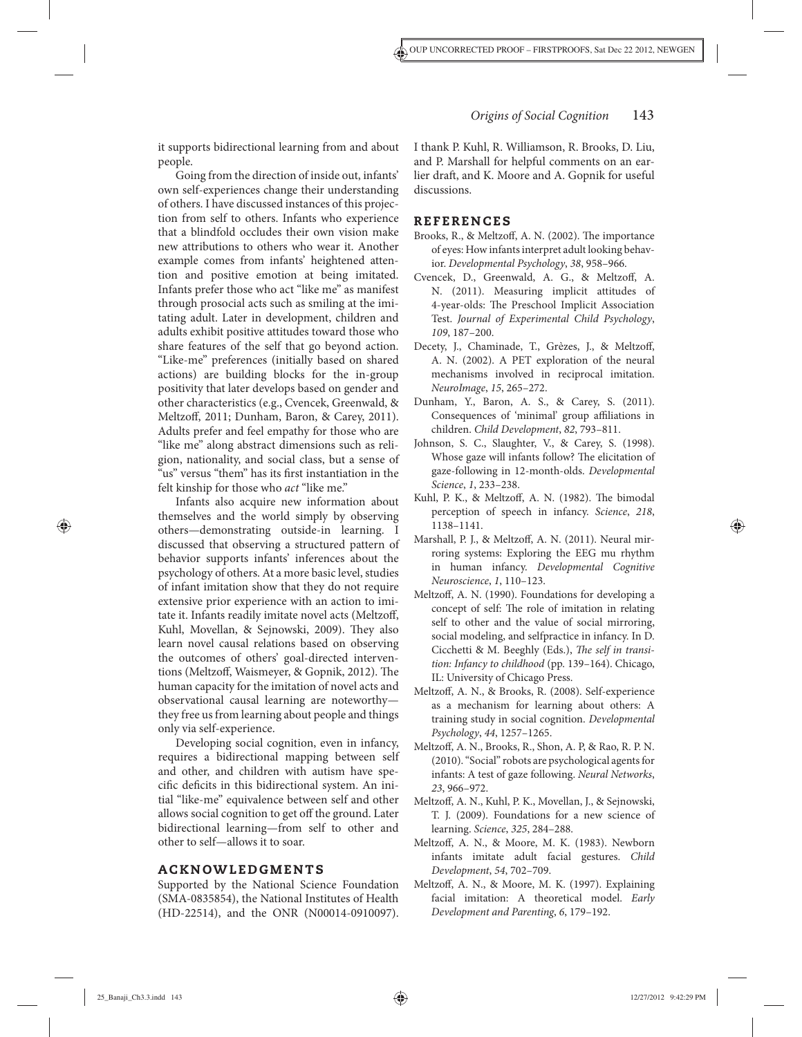it supports bidirectional learning from and about people.

Going from the direction of inside out, infants' own self-experiences change their understanding of others. I have discussed instances of this projection from self to others. Infants who experience that a blindfold occludes their own vision make new attributions to others who wear it. Another example comes from infants' heightened attention and positive emotion at being imitated. Infants prefer those who act "like me" as manifest through prosocial acts such as smiling at the imitating adult. Later in development, children and adults exhibit positive attitudes toward those who share features of the self that go beyond action. "Like-me" preferences (initially based on shared actions) are building blocks for the in-group positivity that later develops based on gender and other characteristics (e.g., Cvencek, Greenwald, & Meltzoff, 2011; Dunham, Baron, & Carey, 2011). Adults prefer and feel empathy for those who are "like me" along abstract dimensions such as religion, nationality, and social class, but a sense of "us" versus "them" has its first instantiation in the felt kinship for those who *act* "like me."

Infants also acquire new information about themselves and the world simply by observing others—demonstrating outside-in learning. I discussed that observing a structured pattern of behavior supports infants' inferences about the psychology of others. At a more basic level, studies of infant imitation show that they do not require extensive prior experience with an action to imitate it. Infants readily imitate novel acts (Meltzoff, Kuhl, Movellan, & Sejnowski, 2009). They also learn novel causal relations based on observing the outcomes of others' goal-directed interventions (Meltzoff, Waismeyer, & Gopnik, 2012). The human capacity for the imitation of novel acts and observational causal learning are noteworthy—they free us from learning about people and things only via self-experience.

Developing social cognition, even in infancy, requires a bidirectional mapping between self and other, and children with autism have specific deficits in this bidirectional system. An initial "like-me" equivalence between self and other allows social cognition to get off the ground. Later bidirectional learning—from self to other and other to self—allows it to soar.

## ACKNOWLEDGMENTS

Supported by the National Science Foundation (SMA-0835854), the National Institutes of Health (HD-22514), and the ONR (N00014-0910097). I thank P. Kuhl, R. Williamson, R. Brooks, D. Liu, and P. Marshall for helpful comments on an earlier draft, and K. Moore and A. Gopnik for useful discussions.

## REFERENCES

Brooks, R., & Meltzoff, A. N. (2002). The importance of eyes: How infants interpret adult looking behavior. *Developmental Psychology*, *38*, 958–966.

Cvencek, D., Greenwald, A. G., & Meltzoff, A. N. (2011). Measuring implicit attitudes of 4-year-olds: The Preschool Implicit Association Test. *Journal of Experimental Child Psychology*, *109*, 187–200.

Decety, J., Chaminade, T., Grèzes, J., & Meltzoff, A. N. (2002). A PET exploration of the neural mechanisms involved in reciprocal imitation. *NeuroImage*, *15*, 265–272.

Dunham, Y., Baron, A. S., & Carey, S. (2011). Consequences of 'minimal' group affiliations in children. *Child Development*, *82*, 793–811.

Johnson, S. C., Slaughter, V., & Carey, S. (1998). Whose gaze will infants follow? The elicitation of gaze-following in 12-month-olds. *Developmental Science*, *1*, 233–238.

Kuhl, P. K., & Meltzoff, A. N. (1982). The bimodal perception of speech in infancy. *Science*, *218*, 1138–1141.

Marshall, P. J., & Meltzoff, A. N. (2011). Neural mirroring systems: Exploring the EEG mu rhythm in human infancy. *Developmental Cognitive Neuroscience*, *1*, 110–123.

Meltzoff, A. N. (1990). Foundations for developing a concept of self: The role of imitation in relating self to other and the value of social mirroring, social modeling, and selfpractice in infancy. In D. Cicchetti & M. Beeghly (Eds.), *The self in transition: Infancy to childhood* (pp. 139–164). Chicago, IL: University of Chicago Press.

Meltzoff, A. N., & Brooks, R. (2008). Self-experience as a mechanism for learning about others: A training study in social cognition. *Developmental Psychology*, *44*, 1257–1265.

Meltzoff, A. N., Brooks, R., Shon, A. P, & Rao, R. P. N. (2010). "Social" robots are psychological agents for infants: A test of gaze following. *Neural Networks*, *23*, 966–972.

Meltzoff, A. N., Kuhl, P. K., Movellan, J., & Sejnowski, T. J. (2009). Foundations for a new science of learning. *Science*, *325*, 284–288.

Meltzoff, A. N., & Moore, M. K. (1983). Newborn infants imitate adult facial gestures. *Child Development*, *54*, 702–709.

Meltzoff, A. N., & Moore, M. K. (1997). Explaining facial imitation: A theoretical model. *Early Development and Parenting*, *6*, 179–192.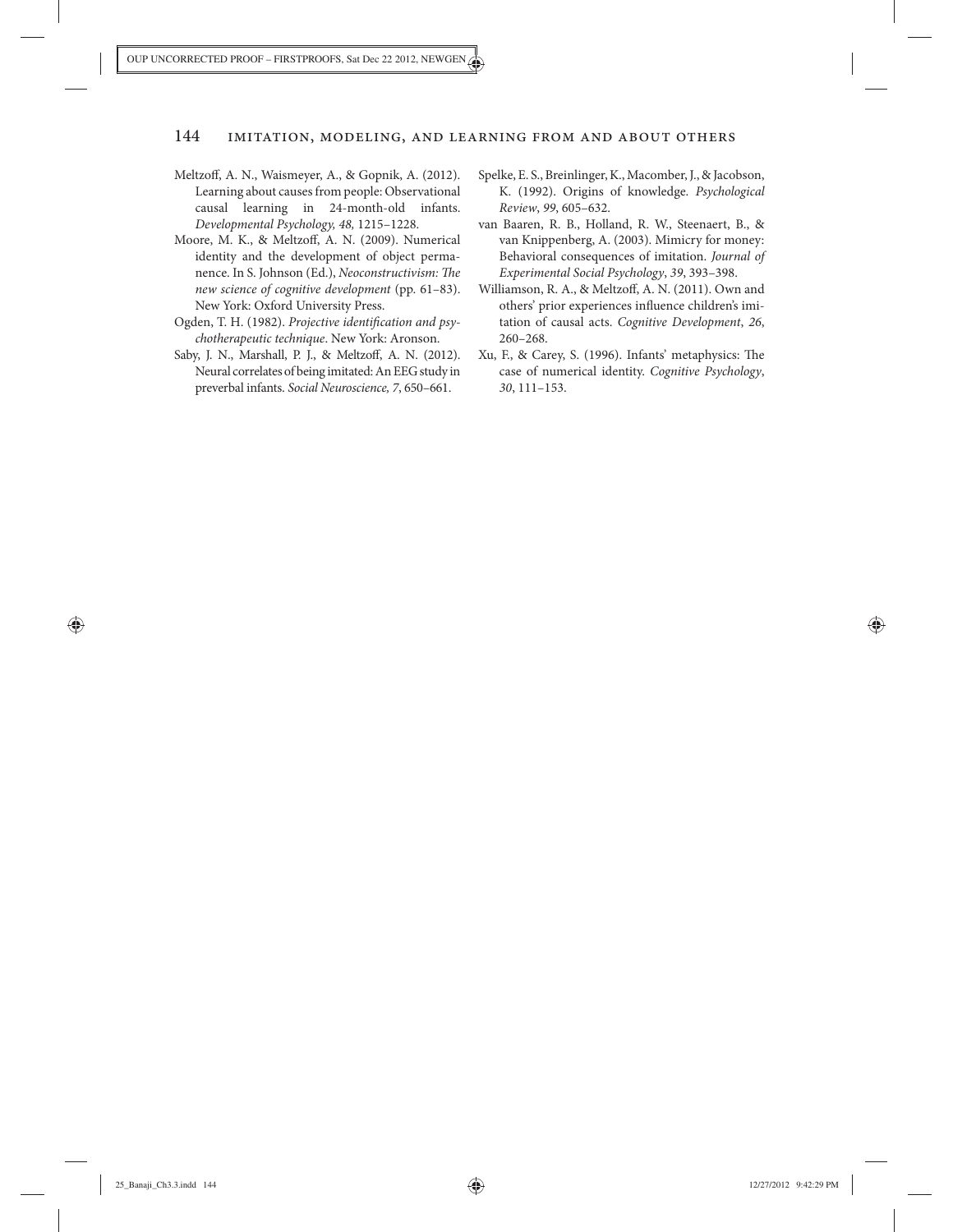Meltzoff, A. N., Waismeyer, A., & Gopnik, A. (2012). Learning about causes from people: Observational causal learning in 24-month-old infants. *Developmental Psychology, 48,* 1215–1228.

Moore, M. K., & Meltzoff, A. N. (2009). Numerical identity and the development of object permanence. In S. Johnson (Ed.), *Neoconstructivism: The new science of cognitive development* (pp. 61–83). New York: Oxford University Press.

Ogden, T. H. (1982). *Projective identification and psychotherapeutic technique*. New York: Aronson.

Saby, J. N., Marshall, P. J., & Meltzoff, A. N. (2012). Neural correlates of being imitated: An EEG study in preverbal infants. *Social Neuroscience, 7*, 650–661.

Spelke, E. S., Breinlinger, K., Macomber, J., & Jacobson, K. (1992). Origins of knowledge. *Psychological Review*, *99*, 605–632.

van Baaren, R. B., Holland, R. W., Steenaert, B., & van Knippenberg, A. (2003). Mimicry for money: Behavioral consequences of imitation. *Journal of Experimental Social Psychology*, *39*, 393–398.

Williamson, R. A., & Meltzoff, A. N. (2011). Own and others' prior experiences influence children's imitation of causal acts. *Cognitive Development*, *26*, 260–268.

Xu, F., & Carey, S. (1996). Infants' metaphysics: The case of numerical identity. *Cognitive Psychology*, *30*, 111–153.